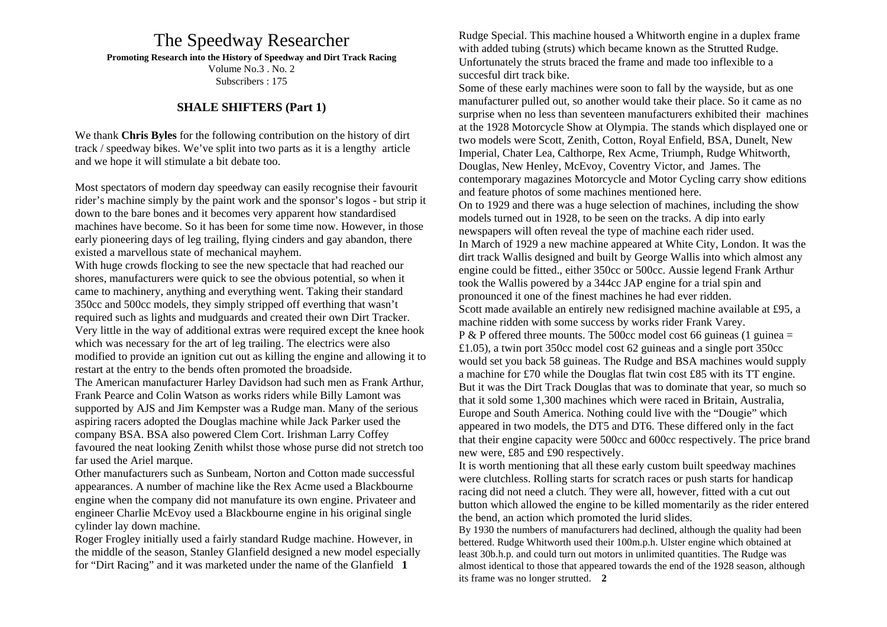# The Speedway Researcher

**Promoting Research into the History of Speedway and Dirt Track Racing**

Volume No.3 . No. 2

Subscribers : 175

## SHALE SHIFTERS (Part 1)

We thank **Chris Byles** for the following contribution on the history of dirt track / speedway bikes. We've split into two parts as it is a lengthy article and we hope it will stimulate a bit debate too.

Most spectators of modern day speedway can easily recognise their favourit rider's machine simply by the paint work and the sponsor's logos - but strip it down to the bare bones and it becomes very apparent how standardised machines have become. So it has been for some time now. However, in those early pioneering days of leg trailing, flying cinders and gay abandon, there existed a marvellous state of mechanical mayhem.

With huge crowds flocking to see the new spectacle that had reached our shores, manufacturers were quick to see the obvious potential, so when it came to machinery, anything and everything went. Taking their standard 350cc and 500cc models, they simply stripped off everthing that wasn't required such as lights and mudguards and created their own Dirt Tracker. Very little in the way of additional extras were required except the knee hook which was necessary for the art of leg trailing. The electrics were also modified to provide an ignition cut out as killing the engine and allowing it to restart at the entry to the bends often promoted the broadside.

The American manufacturer Harley Davidson had such men as Frank Arthur, Frank Pearce and Colin Watson as works riders while Billy Lamont was supported by AJS and Jim Kempster was a Rudge man. Many of the serious aspiring racers adopted the Douglas machine while Jack Parker used the company BSA. BSA also powered Clem Cort. Irishman Larry Coffey favoured the neat looking Zenith whilst those whose purse did not stretch too far used the Ariel marque.

Other manufacturers such as Sunbeam, Norton and Cotton made successful appearances. A number of machine like the Rex Acme used a Blackbourne engine when the company did not manufature its own engine. Privateer and engineer Charlie McEvoy used a Blackbourne engine in his original single cylinder lay down machine.

Roger Frogley initially used a fairly standard Rudge machine. However, in the middle of the season, Stanley Glanfield designed a new model especially for "Dirt Racing" and it was marketed under the name of the Glanfield Rudge Special. This machine housed a Whitworth engine in a duplex frame with added tubing (struts) which became known as the Strutted Rudge. Unfortunately the struts braced the frame and made too inflexible to a succesful dirt track bike.

Some of these early machines were soon to fall by the wayside, but as one manufacturer pulled out, so another would take their place. So it came as no surprise when no less than seventeen manufacturers exhibited their machines at the 1928 Motorcycle Show at Olympia. The stands which displayed one or two models were Scott, Zenith, Cotton, Royal Enfield, BSA, Dunelt, New Imperial, Chater Lea, Calthorpe, Rex Acme, Triumph, Rudge Whitworth, Douglas, New Henley, McEvoy, Coventry Victor, and James. The contemporary magazines Motorcycle and Motor Cycling carry show editions and feature photos of some machines mentioned here.

On to 1929 and there was a huge selection of machines, including the show models turned out in 1928, to be seen on the tracks. A dip into early newspapers will often reveal the type of machine each rider used.

In March of 1929 a new machine appeared at White City, London. It was the dirt track Wallis designed and built by George Wallis into which almost any engine could be fitted., either 350cc or 500cc. Aussie legend Frank Arthur took the Wallis powered by a 344cc JAP engine for a trial spin and pronounced it one of the finest machines he had ever ridden.

Scott made available an entirely new redisigned machine available at £95, a machine ridden with some success by works rider Frank Varey.

P & P offered three mounts. The 500cc model cost 66 guineas (1 guinea = £1.05), a twin port 350cc model cost 62 guineas and a single port 350cc would set you back 58 guineas. The Rudge and BSA machines would supply a machine for £70 while the Douglas flat twin cost £85 with its TT engine. But it was the Dirt Track Douglas that was to dominate that year, so much so that it sold some 1,300 machines which were raced in Britain, Australia, Europe and South America. Nothing could live with the "Dougie" which appeared in two models, the DT5 and DT6. These differed only in the fact that their engine capacity were 500cc and 600cc respectively. The price brand new were, £85 and £90 respectively.

It is worth mentioning that all these early custom built speedway machines were clutchless. Rolling starts for scratch races or push starts for handicap racing did not need a clutch. They were all, however, fitted with a cut out button which allowed the engine to be killed momentarily as the rider entered the bend, an action which promoted the lurid slides.

By 1930 the numbers of manufacturers had declined, although the quality had been bettered. Rudge Whitworth used their 100m.p.h. Ulster engine which obtained at least 30b.h.p. and could turn out motors in unlimited quantities. The Rudge was almost identical to those that appeared towards the end of the 1928 season, although its frame was no longer strutted.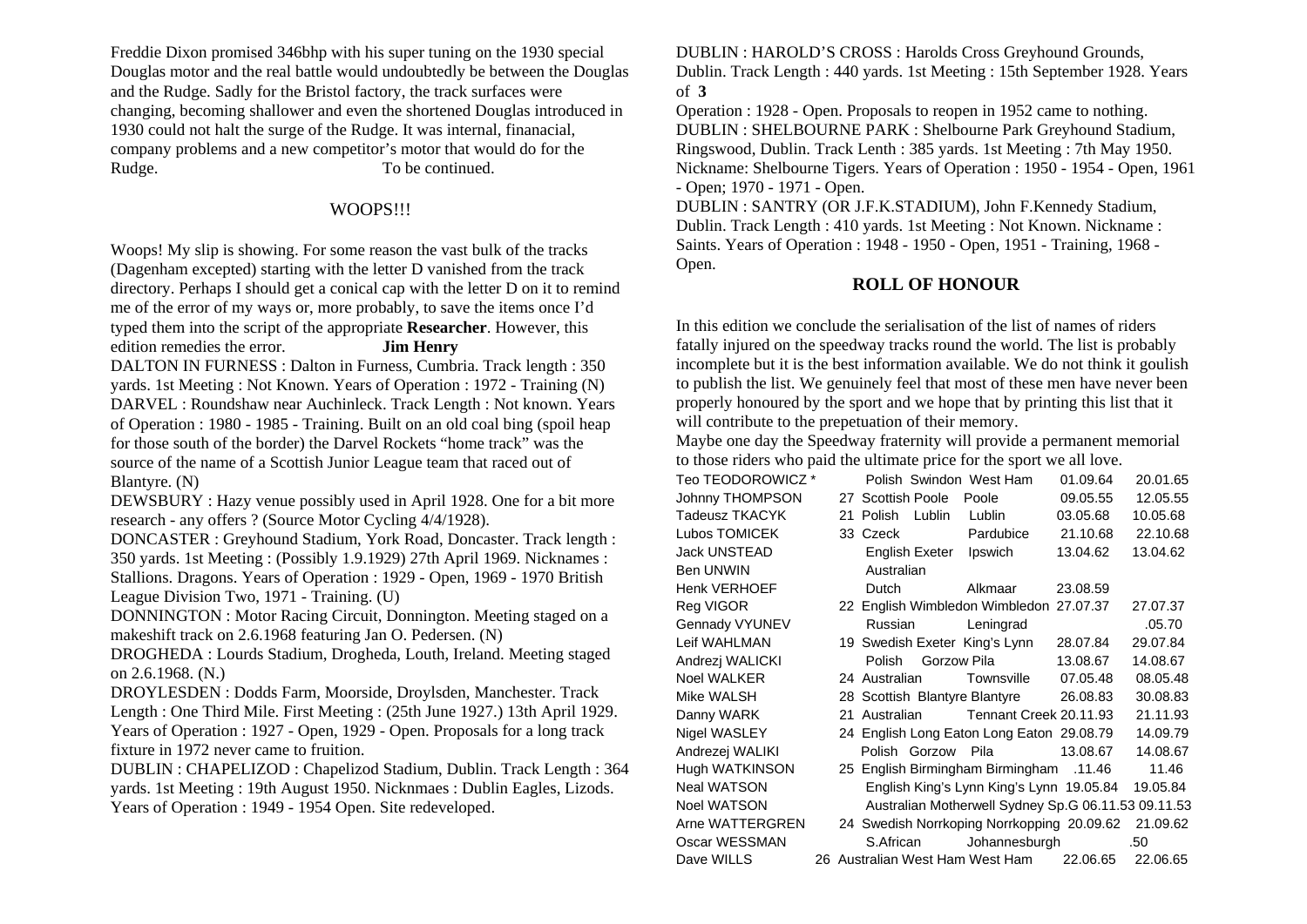Freddie Dixon promised 346bhp with his super tuning on the 1930 special Douglas motor and the real battle would undoubtedly be between the Douglas and the Rudge. Sadly for the Bristol factory, the track surfaces were changing, becoming shallower and even the shortened Douglas introduced in 1930 could not halt the surge of the Rudge. It was internal, finanacial, company problems and a new competitor's motor that would do for the Rudge. To be continued.

## WOOPS!!!

Woops! My slip is showing. For some reason the vast bulk of the tracks (Dagenham excepted) starting with the letter D vanished from the track directory. Perhaps I should get a conical cap with the letter D on it to remind me of the error of my ways or, more probably, to save the items once I'd typed them into the script of the appropriate **Researcher**. However, this edition remedies the error. **Jim Henry**

DALTON IN FURNESS : Dalton in Furness, Cumbria. Track length : 350 yards. 1st Meeting : Not Known. Years of Operation : 1972 - Training (N)

DARVEL : Roundshaw near Auchinleck. Track Length : Not known. Years of Operation : 1980 - 1985 - Training. Built on an old coal bing (spoil heap for those south of the border) the Darvel Rockets "home track" was the source of the name of a Scottish Junior League team that raced out of Blantyre. (N)

DEWSBURY : Hazy venue possibly used in April 1928. One for a bit more research - any offers ? (Source Motor Cycling 4/4/1928).

DONCASTER : Greyhound Stadium, York Road, Doncaster. Track length : 350 yards. 1st Meeting : (Possibly 1.9.1929) 27th April 1969. Nicknames : Stallions. Dragons. Years of Operation : 1929 - Open, 1969 - 1970 British League Division Two, 1971 - Training. (U)

DONNINGTON : Motor Racing Circuit, Donnington. Meeting staged on a makeshift track on 2.6.1968 featuring Jan O. Pedersen. (N)

DROGHEDA : Lourds Stadium, Drogheda, Louth, Ireland. Meeting staged on 2.6.1968. (N.)

DROYLESDEN : Dodds Farm, Moorside, Droylsden, Manchester. Track Length : One Third Mile. First Meeting : (25th June 1927.) 13th April 1929. Years of Operation : 1927 - Open, 1929 - Open. Proposals for a long track fixture in 1972 never came to fruition.

DUBLIN : CHAPELIZOD : Chapelizod Stadium, Dublin. Track Length : 364 yards. 1st Meeting : 19th August 1950. Nicknmaes : Dublin Eagles, Lizods. Years of Operation : 1949 - 1954 Open. Site redeveloped.

DUBLIN : HAROLD'S CROSS : Harolds Cross Greyhound Grounds, Dublin. Track Length : 440 yards. 1st Meeting : 15th September 1928. Years of **3**
Operation : 1928 - Open. Proposals to reopen in 1952 came to nothing.

DUBLIN : SHELBOURNE PARK : Shelbourne Park Greyhound Stadium, Ringswood, Dublin. Track Lenth : 385 yards. 1st Meeting : 7th May 1950. Nickname: Shelbourne Tigers. Years of Operation : 1950 - 1954 - Open, 1961 - Open; 1970 - 1971 - Open.

DUBLIN : SANTRY (OR J.F.K.STADIUM), John F.Kennedy Stadium, Dublin. Track Length : 410 yards. 1st Meeting : Not Known. Nickname : Saints. Years of Operation : 1948 - 1950 - Open, 1951 - Training, 1968 - Open.

## ROLL OF HONOUR

In this edition we conclude the serialisation of the list of names of riders fatally injured on the speedway tracks round the world. The list is probably incomplete but it is the best information available. We do not think it goulish to publish the list. We genuinely feel that most of these men have never been properly honoured by the sport and we hope that by printing this list that it will contribute to the prepetuation of their memory.

Maybe one day the Speedway fraternity will provide a permanent memorial to those riders who paid the ultimate price for the sport we all love.

| | | | | | | |
|---|---|---|---|---|---|---|
| Teo TEODOROWICZ * | | Polish | Swindon | West Ham | 01.09.64 | 20.01.65 |
| Johnny THOMPSON | 27 | Scottish | Poole | Poole | 09.05.55 | 12.05.55 |
| Tadeusz TKACYK | 21 | Polish | Lublin | Lublin | 03.05.68 | 10.05.68 |
| Lubos TOMICEK | 33 | Czeck | | Pardubice | 21.10.68 | 22.10.68 |
| Jack UNSTEAD | | English | Exeter | Ipswich | 13.04.62 | 13.04.62 |
| Ben UNWIN | | Australian | | | | |
| Henk VERHOEF | | Dutch | | Alkmaar | 23.08.59 | |
| Reg VIGOR | 22 | English | Wimbledon | Wimbledon | 27.07.37 | 27.07.37 |
| Gennady VYUNEV | | Russian | | Leningrad | | .05.70 |
| Leif WAHLMAN | 19 | Swedish | Exeter | King's Lynn | 28.07.84 | 29.07.84 |
| Andrezj WALICKI | | Polish | Gorzow | Pila | 13.08.67 | 14.08.67 |
| Noel WALKER | 24 | Australian | | Townsville | 07.05.48 | 08.05.48 |
| Mike WALSH | 28 | Scottish | Blantyre | Blantyre | 26.08.83 | 30.08.83 |
| Danny WARK | 21 | Australian | | Tennant Creek | 20.11.93 | 21.11.93 |
| Nigel WASLEY | 24 | English | Long Eaton | Long Eaton | 29.08.79 | 14.09.79 |
| Andrezej WALIKI | | Polish | Gorzow | Pila | 13.08.67 | 14.08.67 |
| Hugh WATKINSON | 25 | English | Birmingham | Birmingham | .11.46 | 11.46 |
| Neal WATSON | | English | King's Lynn | King's Lynn | 19.05.84 | 19.05.84 |
| Noel WATSON | | Australian | Motherwell | Sydney Sp.G | 06.11.53 | 09.11.53 |
| Arne WATTERGREN | 24 | Swedish | Norrkoping | Norrkopping | 20.09.62 | 21.09.62 |
| Oscar WESSMAN | | S.African | | Johannesburgh | | .50 |
| Dave WILLS | 26 | Australian | West Ham | West Ham | 22.06.65 | 22.06.65 |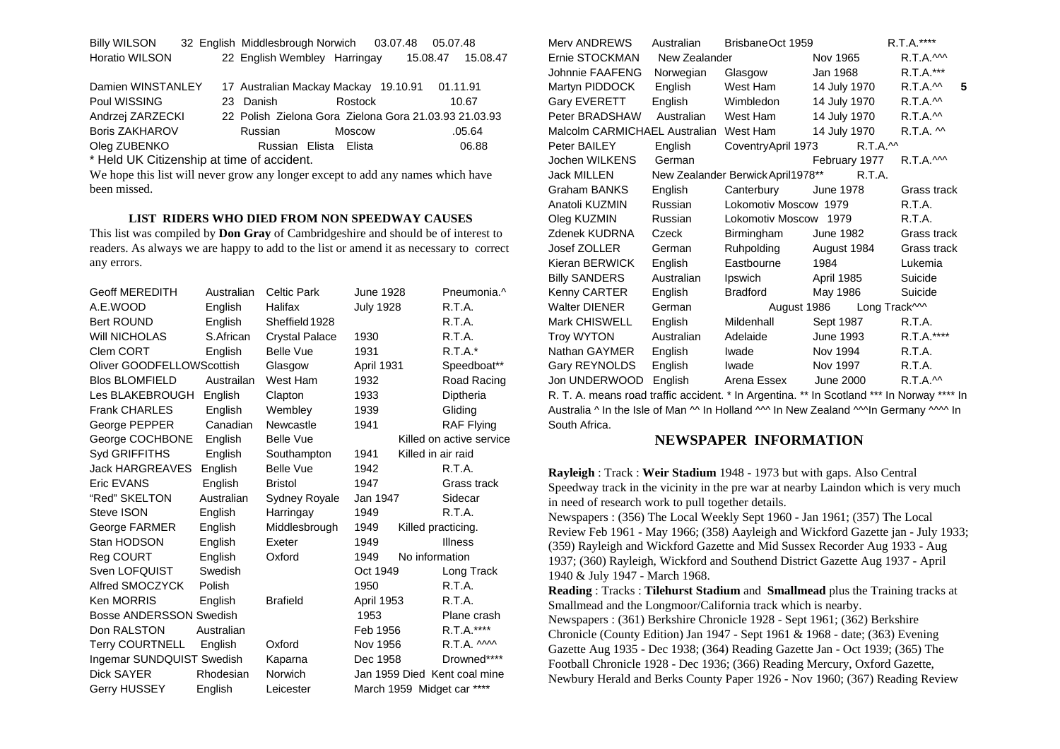| | | | | | | |
|---|---|---|---|---|---|---|
| Billy WILSON | 32 | English | Middlesbrough | Norwich | 03.07.48 | 05.07.48 |
| Horatio WILSON | 22 | English | Wembley | Harringay | 15.08.47 | 15.08.47 |
| Damien WINSTANLEY | 17 | Australian | Mackay | Mackay | 19.10.91 | 01.11.91 |
| Poul WISSING | 23 | Danish | | Rostock | | 10.67 |
| Andrzej ZARZECKI | 22 | Polish | Zielona Gora | Zielona Gora | 21.03.93 | 21.03.93 |
| Boris ZAKHAROV | | Russian | | Moscow | | .05.64 |
| Oleg ZUBENKO | | Russian | Elista | Elista | | 06.88 |

\* Held UK Citizenship at time of accident.

We hope this list will never grow any longer except to add any names which have been missed.

### LIST RIDERS WHO DIED FROM NON SPEEDWAY CAUSES

This list was compiled by **Don Gray** of Cambridgeshire and should be of interest to readers. As always we are happy to add to the list or amend it as necessary to correct any errors.

| | | | | |
|---|---|---|---|---|
| Geoff MEREDITH | Australian | Celtic Park | June 1928 | Pneumonia.^ |
| A.E.WOOD | English | Halifax | July 1928 | R.T.A. |
| Bert ROUND | English | Sheffield | 1928 | R.T.A. |
| Will NICHOLAS | S.African | Crystal Palace | 1930 | R.T.A. |
| Clem CORT | English | Belle Vue | 1931 | R.T.A.* |
| Oliver GOODFELLOW | Scottish | Glasgow | April 1931 | Speedboat** |
| Blos BLOMFIELD | Austrailan | West Ham | 1932 | Road Racing |
| Les BLAKEBROUGH | English | Clapton | 1933 | Diptheria |
| Frank CHARLES | English | Wembley | 1939 | Gliding |
| George PEPPER | Canadian | Newcastle | 1941 | RAF Flying |
| George COCHBONE | English | Belle Vue | | Killed on active service |
| Syd GRIFFITHS | English | Southampton | 1941 | Killed in air raid |
| Jack HARGREAVES | English | Belle Vue | 1942 | R.T.A. |
| Eric EVANS | English | Bristol | 1947 | Grass track |
| "Red" SKELTON | Australian | Sydney Royale | Jan 1947 | Sidecar |
| Steve ISON | English | Harringay | 1949 | R.T.A. |
| George FARMER | English | Middlesbrough | 1949 | Killed practicing. |
| Stan HODSON | English | Exeter | 1949 | Illness |
| Reg COURT | English | Oxford | 1949 | No information |
| Sven LOFQUIST | Swedish | | Oct 1949 | Long Track |
| Alfred SMOCZYCK | Polish | | 1950 | R.T.A. |
| Ken MORRIS | English | Brafield | April 1953 | R.T.A. |
| Bosse ANDERSSON | Swedish | | 1953 | Plane crash |
| Don RALSTON | Australian | | Feb 1956 | R.T.A.**** |
| Terry COURTNELL | English | Oxford | Nov 1956 | R.T.A. ^^^^ |
| Ingemar SUNDQUIST | Swedish | Kaparna | Dec 1958 | Drowned**** |
| Dick SAYER | Rhodesian | Norwich | Jan 1959 | Died Kent coal mine |
| Gerry HUSSEY | English | Leicester | March 1959 | Midget car **** |
| Merv ANDREWS | Australian | Brisbane | Oct 1959 | R.T.A.**** |
| Ernie STOCKMAN | New Zealander | | Nov 1965 | R.T.A.^^^ |
| Johnnie FAAFENG | Norwegian | Glasgow | Jan 1968 | R.T.A.*** |
| Martyn PIDDOCK | English | West Ham | 14 July 1970 | R.T.A.^^ |
| Gary EVERETT | English | Wimbledon | 14 July 1970 | R.T.A.^^ |
| Peter BRADSHAW | Australian | West Ham | 14 July 1970 | R.T.A.^^ |
| Malcolm CARMICHAEL | Australian | West Ham | 14 July 1970 | R.T.A. ^^ |
| Peter BAILEY | English | Coventry | April 1973 | R.T.A.^^ |
| Jochen WILKENS | German | | February 1977 | R.T.A.^^^ |
| Jack MILLEN | New Zealander | Berwick | April1978** | R.T.A. |
| Graham BANKS | English | Canterbury | June 1978 | Grass track |
| Anatoli KUZMIN | Russian | Lokomotiv Moscow | 1979 | R.T.A. |
| Oleg KUZMIN | Russian | Lokomotiv Moscow | 1979 | R.T.A. |
| Zdenek KUDRNA | Czeck | Birmingham | June 1982 | Grass track |
| Josef ZOLLER | German | Ruhpolding | August 1984 | Grass track |
| Kieran BERWICK | English | Eastbourne | 1984 | Lukemia |
| Billy SANDERS | Australian | Ipswich | April 1985 | Suicide |
| Kenny CARTER | English | Bradford | May 1986 | Suicide |
| Walter DIENER | German | | August 1986 | Long Track^^^ |
| Mark CHISWELL | English | Mildenhall | Sept 1987 | R.T.A. |
| Troy WYTON | Australian | Adelaide | June 1993 | R.T.A.**** |
| Nathan GAYMER | English | Iwade | Nov 1994 | R.T.A. |
| Gary REYNOLDS | English | Iwade | Nov 1997 | R.T.A. |
| Jon UNDERWOOD | English | Arena Essex | June 2000 | R.T.A.^^ |

R. T. A. means road traffic accident. * In Argentina. ** In Scotland *** In Norway **** In Australia ^ In the Isle of Man ^^ In Holland ^^^ In New Zealand ^^^In Germany ^^^^ In South Africa.

## NEWSPAPER INFORMATION

**Rayleigh** : Track : **Weir Stadium** 1948 - 1973 but with gaps. Also Central Speedway track in the vicinity in the pre war at nearby Laindon which is very much in need of research work to pull together details.

Newspapers : (356) The Local Weekly Sept 1960 - Jan 1961; (357) The Local Review Feb 1961 - May 1966; (358) Aayleigh and Wickford Gazette jan - July 1933; (359) Rayleigh and Wickford Gazette and Mid Sussex Recorder Aug 1933 - Aug 1937; (360) Rayleigh, Wickford and Southend District Gazette Aug 1937 - April 1940 & July 1947 - March 1968.

**Reading** : Tracks : **Tilehurst Stadium** and **Smallmead** plus the Training tracks at Smallmead and the Longmoor/California track which is nearby.

Newspapers : (361) Berkshire Chronicle 1928 - Sept 1961; (362) Berkshire Chronicle (County Edition) Jan 1947 - Sept 1961 & 1968 - date; (363) Evening Gazette Aug 1935 - Dec 1938; (364) Reading Gazette Jan - Oct 1939; (365) The Football Chronicle 1928 - Dec 1936; (366) Reading Mercury, Oxford Gazette, Newbury Herald and Berks County Paper 1926 - Nov 1960; (367) Reading Review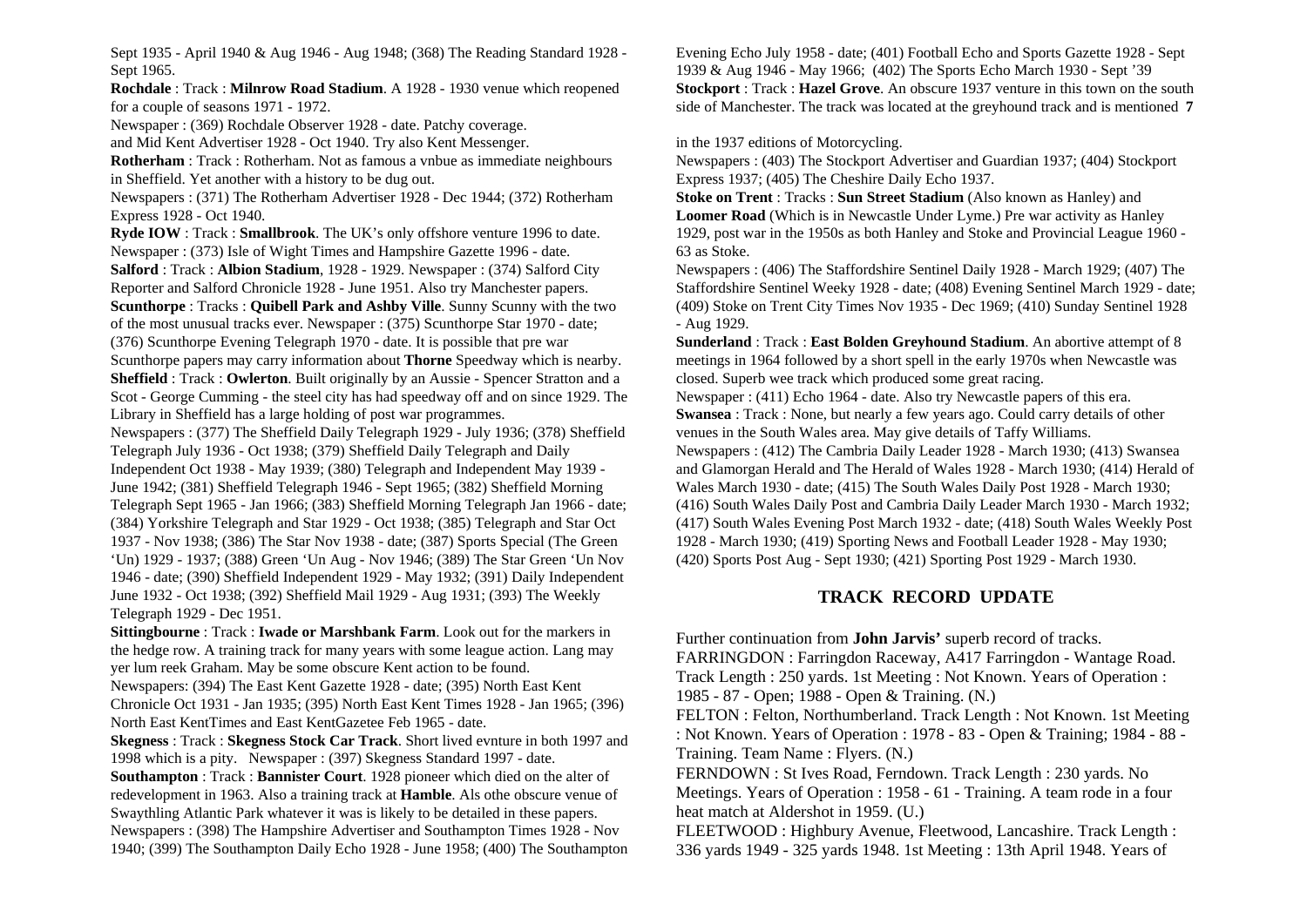Sept 1935 - April 1940 & Aug 1946 - Aug 1948; (368) The Reading Standard 1928 - Sept 1965.

**Rochdale** : Track : **Milnrow Road Stadium**. A 1928 - 1930 venue which reopened for a couple of seasons 1971 - 1972.

Newspaper : (369) Rochdale Observer 1928 - date. Patchy coverage.

and Mid Kent Advertiser 1928 - Oct 1940. Try also Kent Messenger.

**Rotherham** : Track : Rotherham. Not as famous a vnbue as immediate neighbours in Sheffield. Yet another with a history to be dug out.

Newspapers : (371) The Rotherham Advertiser 1928 - Dec 1944; (372) Rotherham Express 1928 - Oct 1940.

**Ryde IOW** : Track : **Smallbrook**. The UK's only offshore venture 1996 to date.

Newspaper : (373) Isle of Wight Times and Hampshire Gazette 1996 - date.

**Salford** : Track : **Albion Stadium**, 1928 - 1929. Newspaper : (374) Salford City Reporter and Salford Chronicle 1928 - June 1951. Also try Manchester papers.

**Scunthorpe** : Tracks : **Quibell Park and Ashby Ville**. Sunny Scunny with the two of the most unusual tracks ever. Newspaper : (375) Scunthorpe Star 1970 - date; (376) Scunthorpe Evening Telegraph 1970 - date. It is possible that pre war Scunthorpe papers may carry information about **Thorne** Speedway which is nearby.

**Sheffield** : Track : **Owlerton**. Built originally by an Aussie - Spencer Stratton and a Scot - George Cumming - the steel city has had speedway off and on since 1929. The Library in Sheffield has a large holding of post war programmes.

Newspapers : (377) The Sheffield Daily Telegraph 1929 - July 1936; (378) Sheffield Telegraph July 1936 - Oct 1938; (379) Sheffield Daily Telegraph and Daily Independent Oct 1938 - May 1939; (380) Telegraph and Independent May 1939 - June 1942; (381) Sheffield Telegraph 1946 - Sept 1965; (382) Sheffield Morning Telegraph Sept 1965 - Jan 1966; (383) Sheffield Morning Telegraph Jan 1966 - date; (384) Yorkshire Telegraph and Star 1929 - Oct 1938; (385) Telegraph and Star Oct 1937 - Nov 1938; (386) The Star Nov 1938 - date; (387) Sports Special (The Green 'Un) 1929 - 1937; (388) Green 'Un Aug - Nov 1946; (389) The Star Green 'Un Nov 1946 - date; (390) Sheffield Independent 1929 - May 1932; (391) Daily Independent June 1932 - Oct 1938; (392) Sheffield Mail 1929 - Aug 1931; (393) The Weekly Telegraph 1929 - Dec 1951.

**Sittingbourne** : Track : **Iwade or Marshbank Farm**. Look out for the markers in the hedge row. A training track for many years with some league action. Lang may yer lum reek Graham. May be some obscure Kent action to be found.

Newspapers: (394) The East Kent Gazette 1928 - date; (395) North East Kent Chronicle Oct 1931 - Jan 1935; (395) North East Kent Times 1928 - Jan 1965; (396) North East KentTimes and East KentGazetee Feb 1965 - date.

**Skegness** : Track : **Skegness Stock Car Track**. Short lived evnture in both 1997 and 1998 which is a pity. Newspaper : (397) Skegness Standard 1997 - date.

**Southampton** : Track : **Bannister Court**. 1928 pioneer which died on the alter of redevelopment in 1963. Also a training track at **Hamble**. Als othe obscure venue of Swaythling Atlantic Park whatever it was is likely to be detailed in these papers.

Newspapers : (398) The Hampshire Advertiser and Southampton Times 1928 - Nov 1940; (399) The Southampton Daily Echo 1928 - June 1958; (400) The Southampton Evening Echo July 1958 - date; (401) Football Echo and Sports Gazette 1928 - Sept 1939 & Aug 1946 - May 1966; (402) The Sports Echo March 1930 - Sept '39

**Stockport** : Track : **Hazel Grove**. An obscure 1937 venture in this town on the south side of Manchester. The track was located at the greyhound track and is mentioned in the 1937 editions of Motorcycling.

Newspapers : (403) The Stockport Advertiser and Guardian 1937; (404) Stockport Express 1937; (405) The Cheshire Daily Echo 1937.

**Stoke on Trent** : Tracks : **Sun Street Stadium** (Also known as Hanley) and **Loomer Road** (Which is in Newcastle Under Lyme.) Pre war activity as Hanley 1929, post war in the 1950s as both Hanley and Stoke and Provincial League 1960 - 63 as Stoke.

Newspapers : (406) The Staffordshire Sentinel Daily 1928 - March 1929; (407) The Staffordshire Sentinel Weeky 1928 - date; (408) Evening Sentinel March 1929 - date; (409) Stoke on Trent City Times Nov 1935 - Dec 1969; (410) Sunday Sentinel 1928 - Aug 1929.

**Sunderland** : Track : **East Bolden Greyhound Stadium**. An abortive attempt of 8 meetings in 1964 followed by a short spell in the early 1970s when Newcastle was closed. Superb wee track which produced some great racing.

Newspaper : (411) Echo 1964 - date. Also try Newcastle papers of this era.

**Swansea** : Track : None, but nearly a few years ago. Could carry details of other venues in the South Wales area. May give details of Taffy Williams.

Newspapers : (412) The Cambria Daily Leader 1928 - March 1930; (413) Swansea and Glamorgan Herald and The Herald of Wales 1928 - March 1930; (414) Herald of Wales March 1930 - date; (415) The South Wales Daily Post 1928 - March 1930; (416) South Wales Daily Post and Cambria Daily Leader March 1930 - March 1932; (417) South Wales Evening Post March 1932 - date; (418) South Wales Weekly Post 1928 - March 1930; (419) Sporting News and Football Leader 1928 - May 1930; (420) Sports Post Aug - Sept 1930; (421) Sporting Post 1929 - March 1930.

## TRACK RECORD UPDATE

Further continuation from **John Jarvis'** superb record of tracks.

FARRINGDON : Farringdon Raceway, A417 Farringdon - Wantage Road. Track Length : 250 yards. 1st Meeting : Not Known. Years of Operation : 1985 - 87 - Open; 1988 - Open & Training. (N.)

FELTON : Felton, Northumberland. Track Length : Not Known. 1st Meeting : Not Known. Years of Operation : 1978 - 83 - Open & Training; 1984 - 88 - Training. Team Name : Flyers. (N.)

FERNDOWN : St Ives Road, Ferndown. Track Length : 230 yards. No Meetings. Years of Operation : 1958 - 61 - Training. A team rode in a four heat match at Aldershot in 1959. (U.)

FLEETWOOD : Highbury Avenue, Fleetwood, Lancashire. Track Length : 336 yards 1949 - 325 yards 1948. 1st Meeting : 13th April 1948. Years of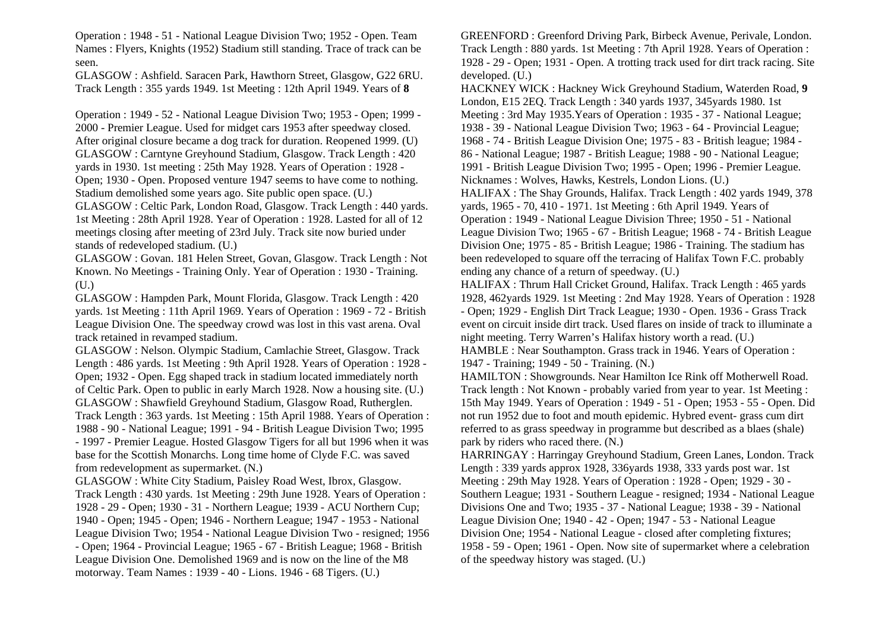Operation : 1948 - 51 - National League Division Two; 1952 - Open. Team Names : Flyers, Knights (1952) Stadium still standing. Trace of track can be seen.

GLASGOW : Ashfield. Saracen Park, Hawthorn Street, Glasgow, G22 6RU. Track Length : 355 yards 1949. 1st Meeting : 12th April 1949. Years of Operation : 1949 - 52 - National League Division Two; 1953 - Open; 1999 - 2000 - Premier League. Used for midget cars 1953 after speedway closed. After original closure became a dog track for duration. Reopened 1999. (U)

GLASGOW : Carntyne Greyhound Stadium, Glasgow. Track Length : 420 yards in 1930. 1st meeting : 25th May 1928. Years of Operation : 1928 - Open; 1930 - Open. Proposed venture 1947 seems to have come to nothing. Stadium demolished some years ago. Site public open space. (U.)

GLASGOW : Celtic Park, London Road, Glasgow. Track Length : 440 yards. 1st Meeting : 28th April 1928. Year of Operation : 1928. Lasted for all of 12 meetings closing after meeting of 23rd July. Track site now buried under stands of redeveloped stadium. (U.)

GLASGOW : Govan. 181 Helen Street, Govan, Glasgow. Track Length : Not Known. No Meetings - Training Only. Year of Operation : 1930 - Training. (U.)

GLASGOW : Hampden Park, Mount Florida, Glasgow. Track Length : 420 yards. 1st Meeting : 11th April 1969. Years of Operation : 1969 - 72 - British League Division One. The speedway crowd was lost in this vast arena. Oval track retained in revamped stadium.

GLASGOW : Nelson. Olympic Stadium, Camlachie Street, Glasgow. Track Length : 486 yards. 1st Meeting : 9th April 1928. Years of Operation : 1928 - Open; 1932 - Open. Egg shaped track in stadium located immediately north of Celtic Park. Open to public in early March 1928. Now a housing site. (U.)

GLASGOW : Shawfield Greyhound Stadium, Glasgow Road, Rutherglen. Track Length : 363 yards. 1st Meeting : 15th April 1988. Years of Operation : 1988 - 90 - National League; 1991 - 94 - British League Division Two; 1995 - 1997 - Premier League. Hosted Glasgow Tigers for all but 1996 when it was base for the Scottish Monarchs. Long time home of Clyde F.C. was saved from redevelopment as supermarket. (N.)

GLASGOW : White City Stadium, Paisley Road West, Ibrox, Glasgow. Track Length : 430 yards. 1st Meeting : 29th June 1928. Years of Operation : 1928 - 29 - Open; 1930 - 31 - Northern League; 1939 - ACU Northern Cup; 1940 - Open; 1945 - Open; 1946 - Northern League; 1947 - 1953 - National League Division Two; 1954 - National League Division Two - resigned; 1956 - Open; 1964 - Provincial League; 1965 - 67 - British League; 1968 - British League Division One. Demolished 1969 and is now on the line of the M8 motorway. Team Names : 1939 - 40 - Lions. 1946 - 68 Tigers. (U.)

GREENFORD : Greenford Driving Park, Birbeck Avenue, Perivale, London. Track Length : 880 yards. 1st Meeting : 7th April 1928. Years of Operation : 1928 - 29 - Open; 1931 - Open. A trotting track used for dirt track racing. Site developed. (U.)

HACKNEY WICK : Hackney Wick Greyhound Stadium, Waterden Road, London, E15 2EQ. Track Length : 340 yards 1937, 345yards 1980. 1st Meeting : 3rd May 1935.Years of Operation : 1935 - 37 - National League; 1938 - 39 - National League Division Two; 1963 - 64 - Provincial League; 1968 - 74 - British League Division One; 1975 - 83 - British league; 1984 - 86 - National League; 1987 - British League; 1988 - 90 - National League; 1991 - British League Division Two; 1995 - Open; 1996 - Premier League. Nicknames : Wolves, Hawks, Kestrels, London Lions. (U.)

HALIFAX : The Shay Grounds, Halifax. Track Length : 402 yards 1949, 378 yards, 1965 - 70, 410 - 1971. 1st Meeting : 6th April 1949. Years of Operation : 1949 - National League Division Three; 1950 - 51 - National League Division Two; 1965 - 67 - British League; 1968 - 74 - British League Division One; 1975 - 85 - British League; 1986 - Training. The stadium has been redeveloped to square off the terracing of Halifax Town F.C. probably ending any chance of a return of speedway. (U.)

HALIFAX : Thrum Hall Cricket Ground, Halifax. Track Length : 465 yards 1928, 462yards 1929. 1st Meeting : 2nd May 1928. Years of Operation : 1928 - Open; 1929 - English Dirt Track League; 1930 - Open. 1936 - Grass Track event on circuit inside dirt track. Used flares on inside of track to illuminate a night meeting. Terry Warren's Halifax history worth a read. (U.)

HAMBLE : Near Southampton. Grass track in 1946. Years of Operation : 1947 - Training; 1949 - 50 - Training. (N.)

HAMILTON : Showgrounds. Near Hamilton Ice Rink off Motherwell Road. Track length : Not Known - probably varied from year to year. 1st Meeting : 15th May 1949. Years of Operation : 1949 - 51 - Open; 1953 - 55 - Open. Did not run 1952 due to foot and mouth epidemic. Hybred event- grass cum dirt referred to as grass speedway in programme but described as a blaes (shale) park by riders who raced there. (N.)

HARRINGAY : Harringay Greyhound Stadium, Green Lanes, London. Track Length : 339 yards approx 1928, 336yards 1938, 333 yards post war. 1st Meeting : 29th May 1928. Years of Operation : 1928 - Open; 1929 - 30 - Southern League; 1931 - Southern League - resigned; 1934 - National League Divisions One and Two; 1935 - 37 - National League; 1938 - 39 - National League Division One; 1940 - 42 - Open; 1947 - 53 - National League Division One; 1954 - National League - closed after completing fixtures; 1958 - 59 - Open; 1961 - Open. Now site of supermarket where a celebration of the speedway history was staged. (U.)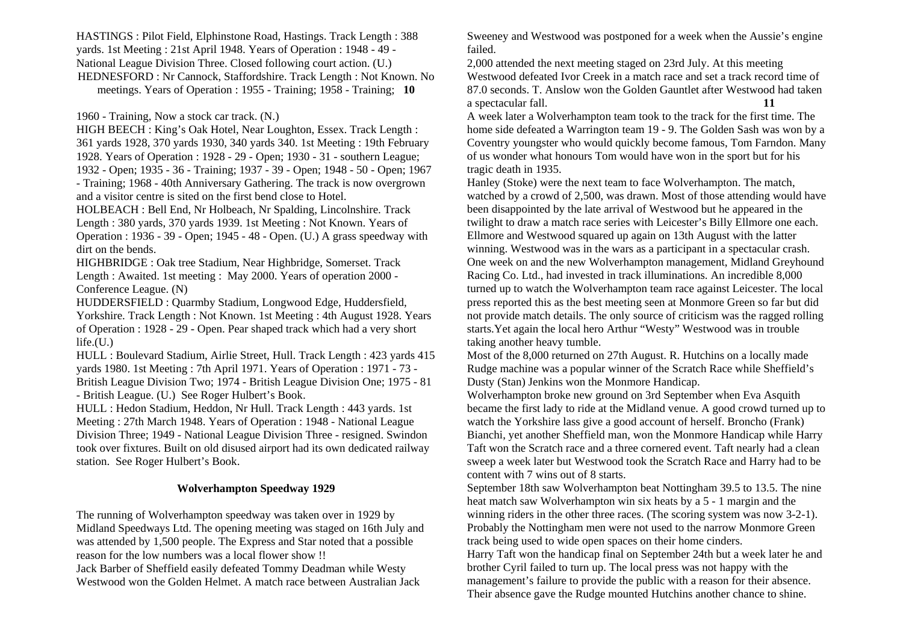HASTINGS : Pilot Field, Elphinstone Road, Hastings. Track Length : 388 yards. 1st Meeting : 21st April 1948. Years of Operation : 1948 - 49 - National League Division Three. Closed following court action. (U.)

HEDNESFORD : Nr Cannock, Staffordshire. Track Length : Not Known. No meetings. Years of Operation : 1955 - Training; 1958 - Training; 1960 - Training, Now a stock car track. (N.)

HIGH BEECH : King's Oak Hotel, Near Loughton, Essex. Track Length : 361 yards 1928, 370 yards 1930, 340 yards 340. 1st Meeting : 19th February 1928. Years of Operation : 1928 - 29 - Open; 1930 - 31 - southern League; 1932 - Open; 1935 - 36 - Training; 1937 - 39 - Open; 1948 - 50 - Open; 1967 - Training; 1968 - 40th Anniversary Gathering. The track is now overgrown and a visitor centre is sited on the first bend close to Hotel.

HOLBEACH : Bell End, Nr Holbeach, Nr Spalding, Lincolnshire. Track Length : 380 yards, 370 yards 1939. 1st Meeting : Not Known. Years of Operation : 1936 - 39 - Open; 1945 - 48 - Open. (U.) A grass speedway with dirt on the bends.

HIGHBRIDGE : Oak tree Stadium, Near Highbridge, Somerset. Track Length : Awaited. 1st meeting : May 2000. Years of operation 2000 - Conference League. (N)

HUDDERSFIELD : Quarmby Stadium, Longwood Edge, Huddersfield, Yorkshire. Track Length : Not Known. 1st Meeting : 4th August 1928. Years of Operation : 1928 - 29 - Open. Pear shaped track which had a very short life.(U.)

HULL : Boulevard Stadium, Airlie Street, Hull. Track Length : 423 yards 415 yards 1980. 1st Meeting : 7th April 1971. Years of Operation : 1971 - 73 - British League Division Two; 1974 - British League Division One; 1975 - 81 - British League. (U.) See Roger Hulbert's Book.

HULL : Hedon Stadium, Heddon, Nr Hull. Track Length : 443 yards. 1st Meeting : 27th March 1948. Years of Operation : 1948 - National League Division Three; 1949 - National League Division Three - resigned. Swindon took over fixtures. Built on old disused airport had its own dedicated railway station. See Roger Hulbert's Book.

## Wolverhampton Speedway 1929

The running of Wolverhampton speedway was taken over in 1929 by Midland Speedways Ltd. The opening meeting was staged on 16th July and was attended by 1,500 people. The Express and Star noted that a possible reason for the low numbers was a local flower show !!

Jack Barber of Sheffield easily defeated Tommy Deadman while Westy Westwood won the Golden Helmet. A match race between Australian Jack Sweeney and Westwood was postponed for a week when the Aussie's engine failed.

2,000 attended the next meeting staged on 23rd July. At this meeting Westwood defeated Ivor Creek in a match race and set a track record time of 87.0 seconds. T. Anslow won the Golden Gauntlet after Westwood had taken a spectacular fall.

A week later a Wolverhampton team took to the track for the first time. The home side defeated a Warrington team 19 - 9. The Golden Sash was won by a Coventry youngster who would quickly become famous, Tom Farndon. Many of us wonder what honours Tom would have won in the sport but for his tragic death in 1935.

Hanley (Stoke) were the next team to face Wolverhampton. The match, watched by a crowd of 2,500, was drawn. Most of those attending would have been disappointed by the late arrival of Westwood but he appeared in the twilight to draw a match race series with Leicester's Billy Ellmore one each. Ellmore and Westwood squared up again on 13th August with the latter winning. Westwood was in the wars as a participant in a spectacular crash. One week on and the new Wolverhampton management, Midland Greyhound Racing Co. Ltd., had invested in track illuminations. An incredible 8,000 turned up to watch the Wolverhampton team race against Leicester. The local press reported this as the best meeting seen at Monmore Green so far but did not provide match details. The only source of criticism was the ragged rolling starts.Yet again the local hero Arthur "Westy" Westwood was in trouble taking another heavy tumble.

Most of the 8,000 returned on 27th August. R. Hutchins on a locally made Rudge machine was a popular winner of the Scratch Race while Sheffield's Dusty (Stan) Jenkins won the Monmore Handicap.

Wolverhampton broke new ground on 3rd September when Eva Asquith became the first lady to ride at the Midland venue. A good crowd turned up to watch the Yorkshire lass give a good account of herself. Broncho (Frank) Bianchi, yet another Sheffield man, won the Monmore Handicap while Harry Taft won the Scratch race and a three cornered event. Taft nearly had a clean sweep a week later but Westwood took the Scratch Race and Harry had to be content with 7 wins out of 8 starts.

September 18th saw Wolverhampton beat Nottingham 39.5 to 13.5. The nine heat match saw Wolverhampton win six heats by a 5 - 1 margin and the winning riders in the other three races. (The scoring system was now 3-2-1). Probably the Nottingham men were not used to the narrow Monmore Green track being used to wide open spaces on their home cinders.

Harry Taft won the handicap final on September 24th but a week later he and brother Cyril failed to turn up. The local press was not happy with the management's failure to provide the public with a reason for their absence. Their absence gave the Rudge mounted Hutchins another chance to shine.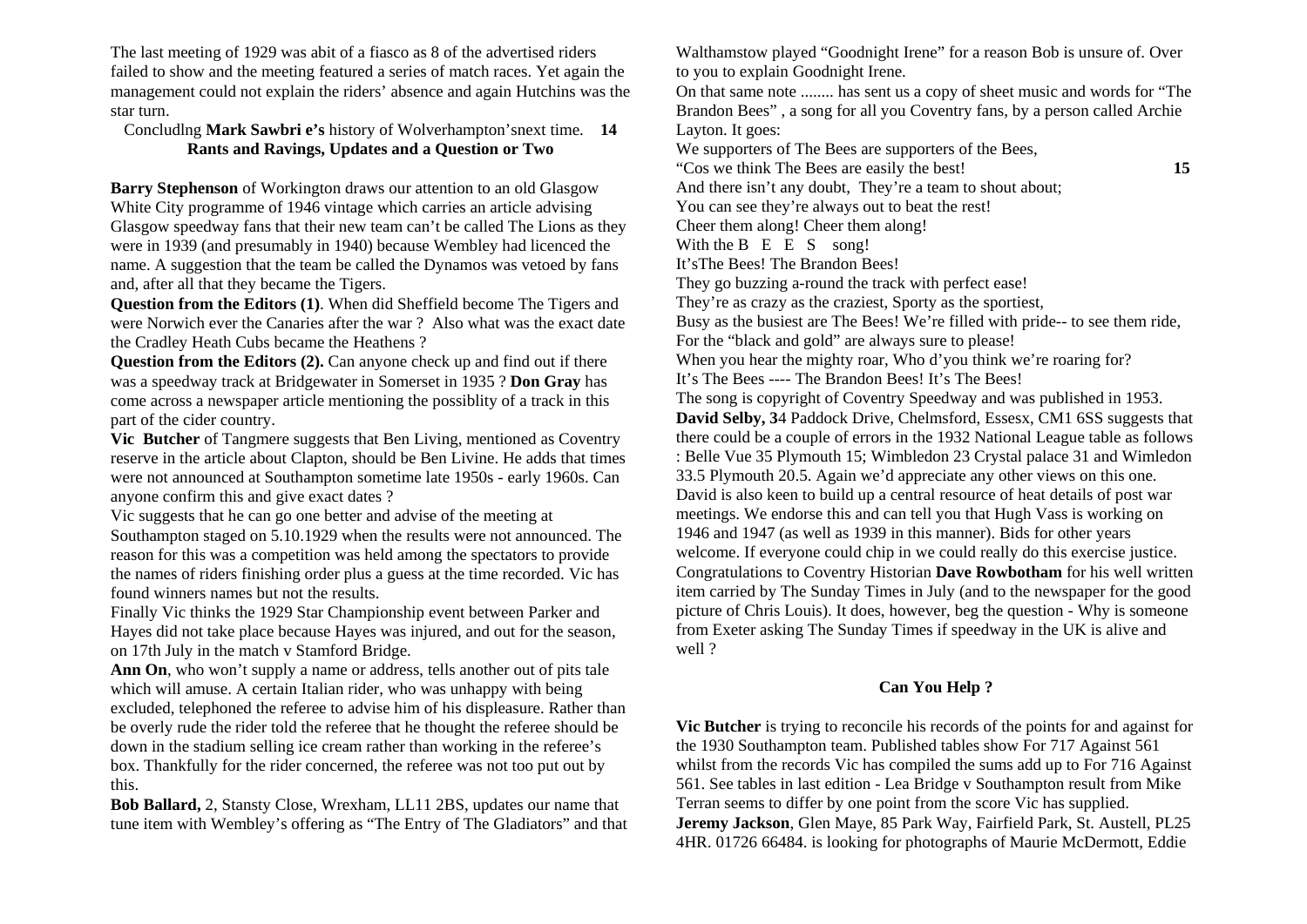The last meeting of 1929 was abit of a fiasco as 8 of the advertised riders failed to show and the meeting featured a series of match races. Yet again the management could not explain the riders' absence and again Hutchins was the star turn.

Concludlng **Mark Sawbri e's** history of Wolverhampton'snext time.

## Rants and Ravings, Updates and a Question or Two

**Barry Stephenson** of Workington draws our attention to an old Glasgow White City programme of 1946 vintage which carries an article advising Glasgow speedway fans that their new team can't be called The Lions as they were in 1939 (and presumably in 1940) because Wembley had licenced the name. A suggestion that the team be called the Dynamos was vetoed by fans and, after all that they became the Tigers.

**Question from the Editors (1)**. When did Sheffield become The Tigers and were Norwich ever the Canaries after the war ? Also what was the exact date the Cradley Heath Cubs became the Heathens ?

**Question from the Editors (2).** Can anyone check up and find out if there was a speedway track at Bridgewater in Somerset in 1935 ? **Don Gray** has come across a newspaper article mentioning the possiblity of a track in this part of the cider country.

**Vic Butcher** of Tangmere suggests that Ben Living, mentioned as Coventry reserve in the article about Clapton, should be Ben Livine. He adds that times were not announced at Southampton sometime late 1950s - early 1960s. Can anyone confirm this and give exact dates ?

Vic suggests that he can go one better and advise of the meeting at Southampton staged on 5.10.1929 when the results were not announced. The reason for this was a competition was held among the spectators to provide the names of riders finishing order plus a guess at the time recorded. Vic has found winners names but not the results.

Finally Vic thinks the 1929 Star Championship event between Parker and Hayes did not take place because Hayes was injured, and out for the season, on 17th July in the match v Stamford Bridge.

**Ann On**, who won't supply a name or address, tells another out of pits tale which will amuse. A certain Italian rider, who was unhappy with being excluded, telephoned the referee to advise him of his displeasure. Rather than be overly rude the rider told the referee that he thought the referee should be down in the stadium selling ice cream rather than working in the referee's box. Thankfully for the rider concerned, the referee was not too put out by this.

**Bob Ballard,** 2, Stansty Close, Wrexham, LL11 2BS, updates our name that tune item with Wembley's offering as "The Entry of The Gladiators" and that Walthamstow played "Goodnight Irene" for a reason Bob is unsure of. Over to you to explain Goodnight Irene.

On that same note ........ has sent us a copy of sheet music and words for "The Brandon Bees" , a song for all you Coventry fans, by a person called Archie Layton. It goes:

We supporters of The Bees are supporters of the Bees,
"Cos we think The Bees are easily the best!
And there isn't any doubt, They're a team to shout about;
You can see they're always out to beat the rest!
Cheer them along! Cheer them along!
With the B E E S song!
It'sThe Bees! The Brandon Bees!
They go buzzing a-round the track with perfect ease!
They're as crazy as the craziest, Sporty as the sportiest,
Busy as the busiest are The Bees! We're filled with pride-- to see them ride,
For the "black and gold" are always sure to please!
When you hear the mighty roar, Who d'you think we're roaring for?
It's The Bees ---- The Brandon Bees! It's The Bees!

The song is copyright of Coventry Speedway and was published in 1953.

**David Selby, 3**4 Paddock Drive, Chelmsford, Essesx, CM1 6SS suggests that there could be a couple of errors in the 1932 National League table as follows : Belle Vue 35 Plymouth 15; Wimbledon 23 Crystal palace 31 and Wimledon 33.5 Plymouth 20.5. Again we'd appreciate any other views on this one. David is also keen to build up a central resource of heat details of post war meetings. We endorse this and can tell you that Hugh Vass is working on 1946 and 1947 (as well as 1939 in this manner). Bids for other years welcome. If everyone could chip in we could really do this exercise justice.

Congratulations to Coventry Historian **Dave Rowbotham** for his well written item carried by The Sunday Times in July (and to the newspaper for the good picture of Chris Louis). It does, however, beg the question - Why is someone from Exeter asking The Sunday Times if speedway in the UK is alive and well ?

## Can You Help ?

**Vic Butcher** is trying to reconcile his records of the points for and against for the 1930 Southampton team. Published tables show For 717 Against 561 whilst from the records Vic has compiled the sums add up to For 716 Against 561. See tables in last edition - Lea Bridge v Southampton result from Mike Terran seems to differ by one point from the score Vic has supplied.

**Jeremy Jackson**, Glen Maye, 85 Park Way, Fairfield Park, St. Austell, PL25 4HR. 01726 66484. is looking for photographs of Maurie McDermott, Eddie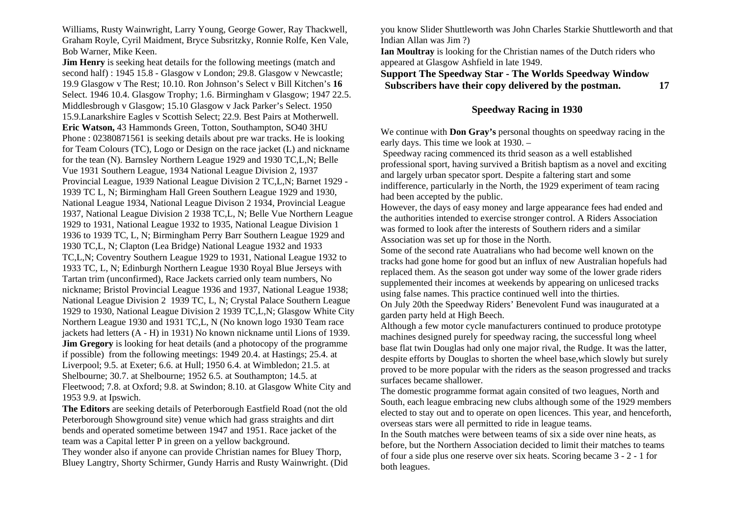Williams, Rusty Wainwright, Larry Young, George Gower, Ray Thackwell, Graham Royle, Cyril Maidment, Bryce Subsritzky, Ronnie Rolfe, Ken Vale, Bob Warner, Mike Keen.

**Jim Henry** is seeking heat details for the following meetings (match and second half) : 1945 15.8 - Glasgow v London; 29.8. Glasgow v Newcastle; 19.9 Glasgow v The Rest; 10.10. Ron Johnson's Select v Bill Kitchen's Select. 1946 10.4. Glasgow Trophy; 1.6. Birmingham v Glasgow; 1947 22.5. Middlesbrough v Glasgow; 15.10 Glasgow v Jack Parker's Select. 1950 15.9.Lanarkshire Eagles v Scottish Select; 22.9. Best Pairs at Motherwell.

**Eric Watson,** 43 Hammonds Green, Totton, Southampton, SO40 3HU Phone : 02380871561 is seeking details about pre war tracks. He is looking for Team Colours (TC), Logo or Design on the race jacket (L) and nickname for the tean (N). Barnsley Northern League 1929 and 1930 TC,L,N; Belle Vue 1931 Southern League, 1934 National League Division 2, 1937 Provincial League, 1939 National League Division 2 TC,L,N; Barnet 1929 - 1939 TC L, N; Birmingham Hall Green Southern League 1929 and 1930, National League 1934, National League Divison 2 1934, Provincial League 1937, National League Division 2 1938 TC,L, N; Belle Vue Northern League 1929 to 1931, National League 1932 to 1935, National League Division 1 1936 to 1939 TC, L, N; Birmingham Perry Barr Southern League 1929 and 1930 TC,L, N; Clapton (Lea Bridge) National League 1932 and 1933 TC,L,N; Coventry Southern League 1929 to 1931, National League 1932 to 1933 TC, L, N; Edinburgh Northern League 1930 Royal Blue Jerseys with Tartan trim (unconfirmed), Race Jackets carried only team numbers, No nickname; Bristol Provincial League 1936 and 1937, National League 1938; National League Division 2 1939 TC, L, N; Crystal Palace Southern League 1929 to 1930, National League Division 2 1939 TC,L,N; Glasgow White City Northern League 1930 and 1931 TC,L, N (No known logo 1930 Team race jackets had letters (A - H) in 1931) No known nickname until Lions of 1939.

**Jim Gregory** is looking for heat details (and a photocopy of the programme if possible) from the following meetings: 1949 20.4. at Hastings; 25.4. at Liverpool; 9.5. at Exeter; 6.6. at Hull; 1950 6.4. at Wimbledon; 21.5. at Shelbourne; 30.7. at Shelbourne; 1952 6.5. at Southampton; 14.5. at Fleetwood; 7.8. at Oxford; 9.8. at Swindon; 8.10. at Glasgow White City and 1953 9.9. at Ipswich.

**The Editors** are seeking details of Peterborough Eastfield Road (not the old Peterborough Showground site) venue which had grass straights and dirt bends and operated sometime between 1947 and 1951. Race jacket of the team was a Capital letter P in green on a yellow background.

They wonder also if anyone can provide Christian names for Bluey Thorp, Bluey Langtry, Shorty Schirmer, Gundy Harris and Rusty Wainwright. (Did you know Slider Shuttleworth was John Charles Starkie Shuttleworth and that Indian Allan was Jim ?)

**Ian Moultray** is looking for the Christian names of the Dutch riders who appeared at Glasgow Ashfield in late 1949.

**Support The Speedway Star - The Worlds Speedway Window**
**Subscribers have their copy delivered by the postman.**

## Speedway Racing in 1930

We continue with **Don Gray's** personal thoughts on speedway racing in the early days. This time we look at 1930. –

Speedway racing commenced its thrid season as a well established professional sport, having survived a British baptism as a novel and exciting and largely urban specator sport. Despite a faltering start and some indifference, particularly in the North, the 1929 experiment of team racing had been accepted by the public.

However, the days of easy money and large appearance fees had ended and the authorities intended to exercise stronger control. A Riders Association was formed to look after the interests of Southern riders and a similar Association was set up for those in the North.

Some of the second rate Auatralians who had become well known on the tracks had gone home for good but an influx of new Australian hopefuls had replaced them. As the season got under way some of the lower grade riders supplemented their incomes at weekends by appearing on unlicesed tracks using false names. This practice continued well into the thirties.

On July 20th the Speedway Riders' Benevolent Fund was inaugurated at a garden party held at High Beech.

Although a few motor cycle manufacturers continued to produce prototype machines designed purely for speedway racing, the successful long wheel base flat twin Douglas had only one major rival, the Rudge. It was the latter, despite efforts by Douglas to shorten the wheel base,which slowly but surely proved to be more popular with the riders as the season progressed and tracks surfaces became shallower.

The domestic programme format again consited of two leagues, North and South, each league embracing new clubs although some of the 1929 members elected to stay out and to operate on open licences. This year, and henceforth, overseas stars were all permitted to ride in league teams.

In the South matches were between teams of six a side over nine heats, as before, but the Northern Association decided to limit their matches to teams of four a side plus one reserve over six heats. Scoring became 3 - 2 - 1 for both leagues.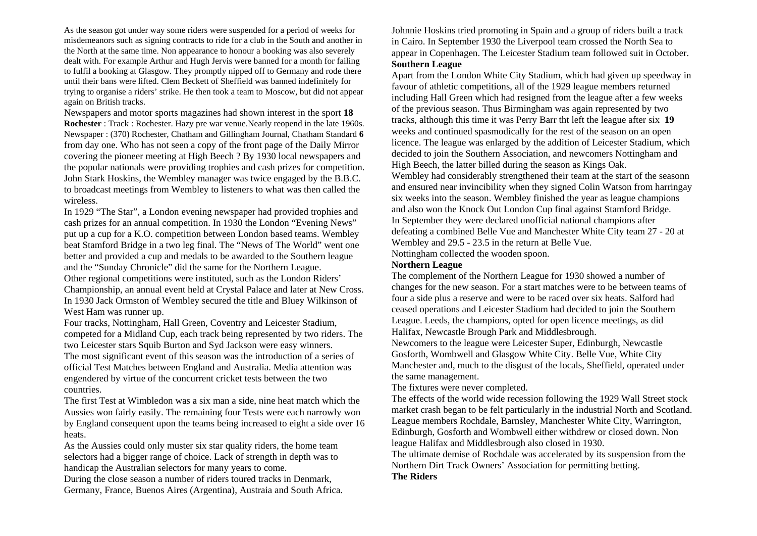As the season got under way some riders were suspended for a period of weeks for misdemeanors such as signing contracts to ride for a club in the South and another in the North at the same time. Non appearance to honour a booking was also severely dealt with. For example Arthur and Hugh Jervis were banned for a month for failing to fulfil a booking at Glasgow. They promptly nipped off to Germany and rode there until their bans were lifted. Clem Beckett of Sheffield was banned indefinitely for trying to organise a riders' strike. He then took a team to Moscow, but did not appear again on British tracks.

Newspapers and motor sports magazines had shown interest in the sport

**Rochester** : Track : Rochester. Hazy pre war venue.Nearly reopend in the late 1960s. Newspaper : (370) Rochester, Chatham and Gillingham Journal, Chatham Standard **6**

from day one. Who has not seen a copy of the front page of the Daily Mirror covering the pioneer meeting at High Beech ? By 1930 local newspapers and the popular nationals were providing trophies and cash prizes for competition. John Stark Hoskins, the Wembley manager was twice engaged by the B.B.C. to broadcast meetings from Wembley to listeners to what was then called the wireless.

In 1929 "The Star", a London evening newspaper had provided trophies and cash prizes for an annual competition. In 1930 the London "Evening News" put up a cup for a K.O. competition between London based teams. Wembley beat Stamford Bridge in a two leg final. The "News of The World" went one better and provided a cup and medals to be awarded to the Southern league and the "Sunday Chronicle" did the same for the Northern League.

Other regional competitions were instituted, such as the London Riders' Championship, an annual event held at Crystal Palace and later at New Cross. In 1930 Jack Ormston of Wembley secured the title and Bluey Wilkinson of West Ham was runner up.

Four tracks, Nottingham, Hall Green, Coventry and Leicester Stadium, competed for a Midland Cup, each track being represented by two riders. The two Leicester stars Squib Burton and Syd Jackson were easy winners.

The most significant event of this season was the introduction of a series of official Test Matches between England and Australia. Media attention was engendered by virtue of the concurrent cricket tests between the two countries.

The first Test at Wimbledon was a six man a side, nine heat match which the Aussies won fairly easily. The remaining four Tests were each narrowly won by England consequent upon the teams being increased to eight a side over 16 heats.

As the Aussies could only muster six star quality riders, the home team selectors had a bigger range of choice. Lack of strength in depth was to handicap the Australian selectors for many years to come.

During the close season a number of riders toured tracks in Denmark, Germany, France, Buenos Aires (Argentina), Austraia and South Africa. Johnnie Hoskins tried promoting in Spain and a group of riders built a track in Cairo. In September 1930 the Liverpool team crossed the North Sea to appear in Copenhagen. The Leicester Stadium team followed suit in October.

**Southern League**

Apart from the London White City Stadium, which had given up speedway in favour of athletic competitions, all of the 1929 league members returned including Hall Green which had resigned from the league after a few weeks of the previous season. Thus Birmingham was again represented by two tracks, although this time it was Perry Barr tht left the league after six weeks and continued spasmodically for the rest of the season on an open licence. The league was enlarged by the addition of Leicester Stadium, which decided to join the Southern Association, and newcomers Nottingham and High Beech, the latter billed during the season as Kings Oak.

Wembley had considerably strengthened their team at the start of the seasonn and ensured near invincibility when they signed Colin Watson from harringay six weeks into the season. Wembley finished the year as league champions and also won the Knock Out London Cup final against Stamford Bridge.

In September they were declared unofficial national champions after defeating a combined Belle Vue and Manchester White City team 27 - 20 at Wembley and 29.5 - 23.5 in the return at Belle Vue.

Nottingham collected the wooden spoon.

**Northern League**

The complement of the Northern League for 1930 showed a number of changes for the new season. For a start matches were to be between teams of four a side plus a reserve and were to be raced over six heats. Salford had ceased operations and Leicester Stadium had decided to join the Southern League. Leeds, the champions, opted for open licence meetings, as did Halifax, Newcastle Brough Park and Middlesbrough.

Newcomers to the league were Leicester Super, Edinburgh, Newcastle Gosforth, Wombwell and Glasgow White City. Belle Vue, White City Manchester and, much to the disgust of the locals, Sheffield, operated under the same management.

The fixtures were never completed.

The effects of the world wide recession following the 1929 Wall Street stock market crash began to be felt particularly in the industrial North and Scotland. League members Rochdale, Barnsley, Manchester White City, Warrington, Edinburgh, Gosforth and Wombwell either withdrew or closed down. Non league Halifax and Middlesbrough also closed in 1930.

The ultimate demise of Rochdale was accelerated by its suspension from the Northern Dirt Track Owners' Association for permitting betting.

**The Riders**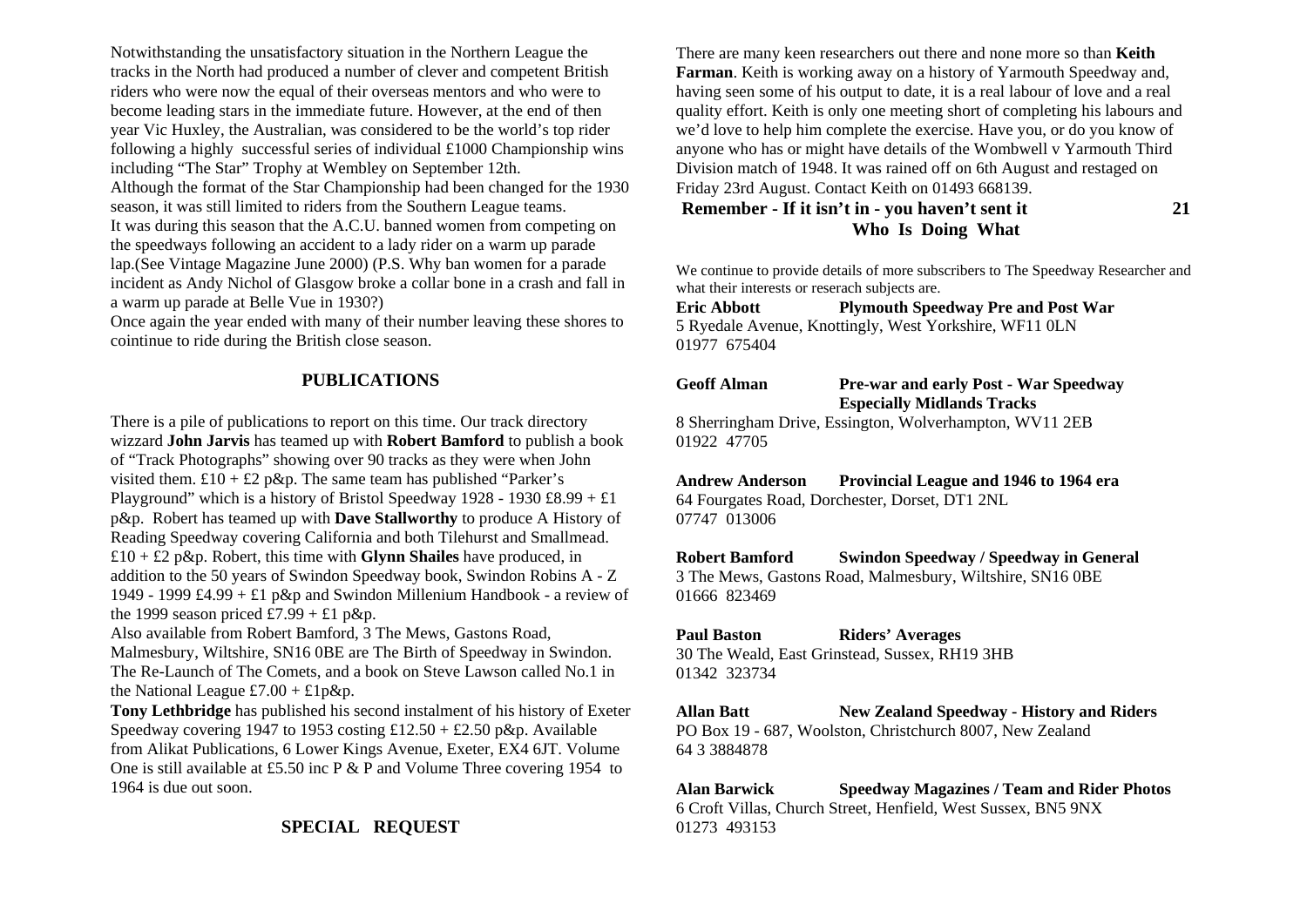Notwithstanding the unsatisfactory situation in the Northern League the tracks in the North had produced a number of clever and competent British riders who were now the equal of their overseas mentors and who were to become leading stars in the immediate future. However, at the end of then year Vic Huxley, the Australian, was considered to be the world's top rider following a highly successful series of individual £1000 Championship wins including "The Star" Trophy at Wembley on September 12th.
Although the format of the Star Championship had been changed for the 1930 season, it was still limited to riders from the Southern League teams.
It was during this season that the A.C.U. banned women from competing on the speedways following an accident to a lady rider on a warm up parade lap.(See Vintage Magazine June 2000) (P.S. Why ban women for a parade incident as Andy Nichol of Glasgow broke a collar bone in a crash and fall in a warm up parade at Belle Vue in 1930?)
Once again the year ended with many of their number leaving these shores to cointinue to ride during the British close season.

## PUBLICATIONS

There is a pile of publications to report on this time. Our track directory wizzard **John Jarvis** has teamed up with **Robert Bamford** to publish a book of "Track Photographs" showing over 90 tracks as they were when John visited them. £10 + £2 p&p. The same team has published "Parker's Playground" which is a history of Bristol Speedway 1928 - 1930 £8.99 + £1 p&p. Robert has teamed up with **Dave Stallworthy** to produce A History of Reading Speedway covering California and both Tilehurst and Smallmead. £10 + £2 p&p. Robert, this time with **Glynn Shailes** have produced, in addition to the 50 years of Swindon Speedway book, Swindon Robins A - Z 1949 - 1999 £4.99 + £1 p&p and Swindon Millenium Handbook - a review of the 1999 season priced £7.99 + £1 p&p.
Also available from Robert Bamford, 3 The Mews, Gastons Road, Malmesbury, Wiltshire, SN16 0BE are The Birth of Speedway in Swindon. The Re-Launch of The Comets, and a book on Steve Lawson called No.1 in the National League £7.00 + £1p&p.
**Tony Lethbridge** has published his second instalment of his history of Exeter Speedway covering 1947 to 1953 costing £12.50 + £2.50 p&p. Available from Alikat Publications, 6 Lower Kings Avenue, Exeter, EX4 6JT. Volume One is still available at £5.50 inc P & P and Volume Three covering 1954 to 1964 is due out soon.

## SPECIAL REQUEST

There are many keen researchers out there and none more so than **Keith Farman**. Keith is working away on a history of Yarmouth Speedway and, having seen some of his output to date, it is a real labour of love and a real quality effort. Keith is only one meeting short of completing his labours and we'd love to help him complete the exercise. Have you, or do you know of anyone who has or might have details of the Wombwell v Yarmouth Third Division match of 1948. It was rained off on 6th August and restaged on Friday 23rd August. Contact Keith on 01493 668139.

**Remember - If it isn't in - you haven't sent it**

## Who Is Doing What

We continue to provide details of more subscribers to The Speedway Researcher and what their interests or reserach subjects are.

**Eric Abbott** **Plymouth Speedway Pre and Post War**
5 Ryedale Avenue, Knottingly, West Yorkshire, WF11 0LN
01977 675404

**Geoff Alman** **Pre-war and early Post - War Speedway Especially Midlands Tracks**
8 Sherringham Drive, Essington, Wolverhampton, WV11 2EB
01922 47705

**Andrew Anderson** **Provincial League and 1946 to 1964 era**
64 Fourgates Road, Dorchester, Dorset, DT1 2NL
07747 013006

**Robert Bamford** **Swindon Speedway / Speedway in General**
3 The Mews, Gastons Road, Malmesbury, Wiltshire, SN16 0BE
01666 823469

**Paul Baston** **Riders' Averages**
30 The Weald, East Grinstead, Sussex, RH19 3HB
01342 323734

**Allan Batt** **New Zealand Speedway - History and Riders**
PO Box 19 - 687, Woolston, Christchurch 8007, New Zealand
64 3 3884878

**Alan Barwick** **Speedway Magazines / Team and Rider Photos**
6 Croft Villas, Church Street, Henfield, West Sussex, BN5 9NX
01273 493153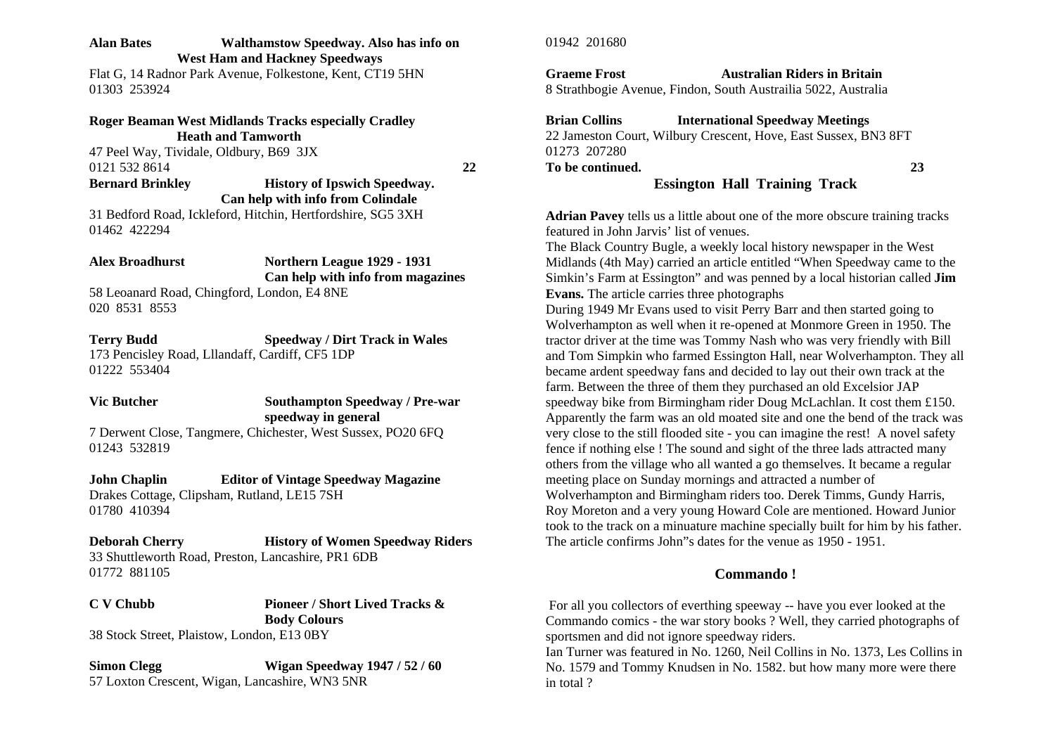**Alan Bates** **Walthamstow Speedway. Also has info on West Ham and Hackney Speedways**
Flat G, 14 Radnor Park Avenue, Folkestone, Kent, CT19 5HN
01303 253924

**Roger Beaman** **West Midlands Tracks especially Cradley Heath and Tamworth**
47 Peel Way, Tividale, Oldbury, B69 3JX
0121 532 8614

**Bernard Brinkley** **History of Ipswich Speedway. Can help with info from Colindale**
31 Bedford Road, Ickleford, Hitchin, Hertfordshire, SG5 3XH
01462 422294

**Alex Broadhurst** **Northern League 1929 - 1931 Can help with info from magazines**
58 Leoanard Road, Chingford, London, E4 8NE
020 8531 8553

**Terry Budd** **Speedway / Dirt Track in Wales**
173 Pencisley Road, Lllandaff, Cardiff, CF5 1DP
01222 553404

**Vic Butcher** **Southampton Speedway / Pre-war speedway in general**
7 Derwent Close, Tangmere, Chichester, West Sussex, PO20 6FQ
01243 532819

**John Chaplin** **Editor of Vintage Speedway Magazine**
Drakes Cottage, Clipsham, Rutland, LE15 7SH
01780 410394

**Deborah Cherry** **History of Women Speedway Riders**
33 Shuttleworth Road, Preston, Lancashire, PR1 6DB
01772 881105

**C V Chubb** **Pioneer / Short Lived Tracks & Body Colours**
38 Stock Street, Plaistow, London, E13 0BY

**Simon Clegg** **Wigan Speedway 1947 / 52 / 60**
57 Loxton Crescent, Wigan, Lancashire, WN3 5NR
01942 201680

**Graeme Frost** **Australian Riders in Britain**
8 Strathbogie Avenue, Findon, South Austrailia 5022, Australia

**Brian Collins** **International Speedway Meetings**
22 Jameston Court, Wilbury Crescent, Hove, East Sussex, BN3 8FT
01273 207280

**To be continued.**

## Essington Hall Training Track

**Adrian Pavey** tells us a little about one of the more obscure training tracks featured in John Jarvis' list of venues.

The Black Country Bugle, a weekly local history newspaper in the West Midlands (4th May) carried an article entitled "When Speedway came to the Simkin's Farm at Essington" and was penned by a local historian called **Jim Evans.** The article carries three photographs

During 1949 Mr Evans used to visit Perry Barr and then started going to Wolverhampton as well when it re-opened at Monmore Green in 1950. The tractor driver at the time was Tommy Nash who was very friendly with Bill and Tom Simpkin who farmed Essington Hall, near Wolverhampton. They all became ardent speedway fans and decided to lay out their own track at the farm. Between the three of them they purchased an old Excelsior JAP speedway bike from Birmingham rider Doug McLachlan. It cost them £150. Apparently the farm was an old moated site and one the bend of the track was very close to the still flooded site - you can imagine the rest! A novel safety fence if nothing else ! The sound and sight of the three lads attracted many others from the village who all wanted a go themselves. It became a regular meeting place on Sunday mornings and attracted a number of Wolverhampton and Birmingham riders too. Derek Timms, Gundy Harris, Roy Moreton and a very young Howard Cole are mentioned. Howard Junior took to the track on a minuature machine specially built for him by his father. The article confirms John"s dates for the venue as 1950 - 1951.

## Commando !

For all you collectors of everthing speeway -- have you ever looked at the Commando comics - the war story books ? Well, they carried photographs of sportsmen and did not ignore speedway riders.

Ian Turner was featured in No. 1260, Neil Collins in No. 1373, Les Collins in No. 1579 and Tommy Knudsen in No. 1582. but how many more were there in total ?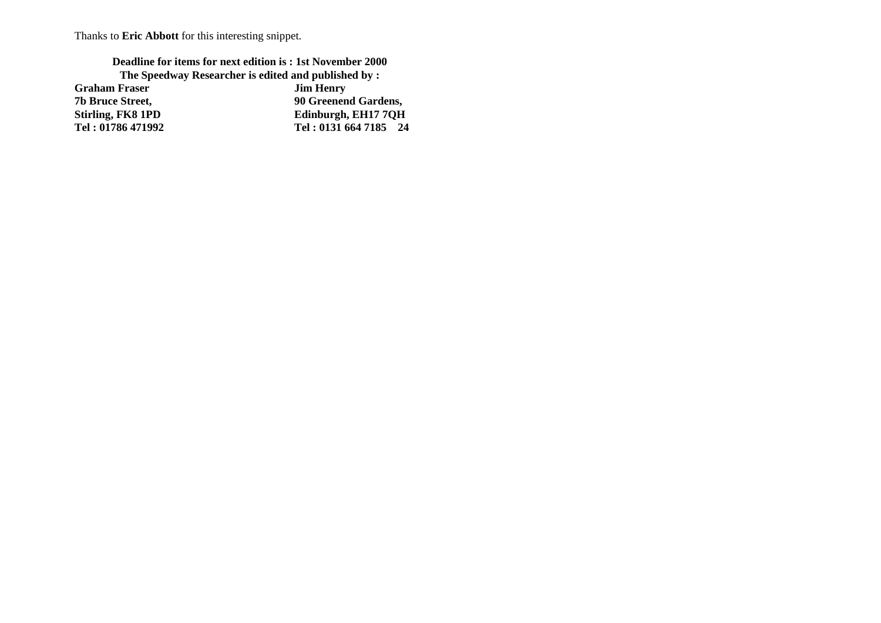Thanks to **Eric Abbott** for this interesting snippet.

**Deadline for items for next edition is : 1st November 2000**

**The Speedway Researcher is edited and published by :**

| | |
|---|---|
| **Graham Fraser** | **Jim Henry** |
| **7b Bruce Street,** | **90 Greenend Gardens,** |
| **Stirling, FK8 1PD** | **Edinburgh, EH17 7QH** |
| **Tel : 01786 471992** | **Tel : 0131 664 7185** |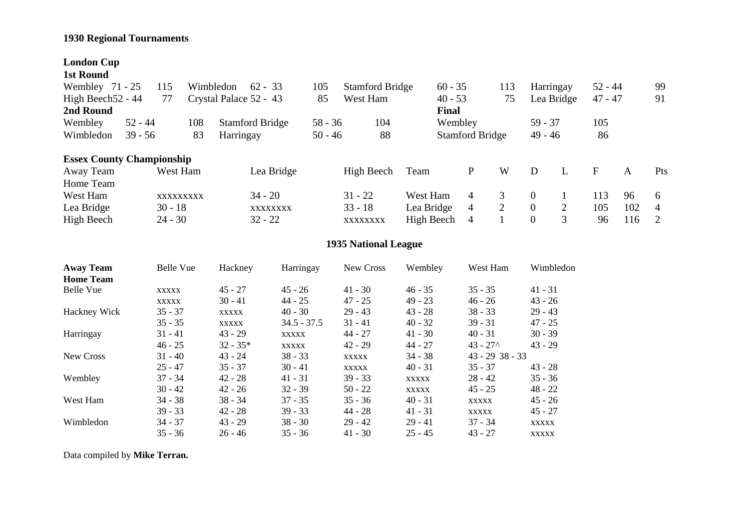## 1930 Regional Tournaments

### London Cup

**1st Round**

| | | | | | | | | | | |
|---|---|---|---|---|---|---|---|---|---|---|
| Wembley | 71 - 25 | 115 | Wimbledon | 62 - 33 | 105 | Stamford Bridge | 60 - 35 | 113 | Harringay | 52 - 44 | 99 |
| High Beech | 52 - 44 | 77 | Crystal Palace | 52 - 43 | 85 | West Ham | 40 - 53 | 75 | Lea Bridge | 47 - 47 | 91 |

**2nd Round**

| | | | | | |
|---|---|---|---|---|---|
| Wembley | 52 - 44 | 108 | Stamford Bridge | 58 - 36 | 104 |
| Wimbledon | 39 - 56 | 83 | Harringay | 50 - 46 | 88 |

**Final**

| | | |
|---|---|---|
| Wembley | 59 - 37 | 105 |
| Stamford Bridge | 49 - 46 | 86 |

### Essex County Championship

| Away Team / Home Team | West Ham | Lea Bridge | High Beech |
|---|---|---|---|
| West Ham | xxxxxxxxx | 34 - 20 | 31 - 22 |
| Lea Bridge | 30 - 18 | xxxxxxxx | 33 - 18 |
| High Beech | 24 - 30 | 32 - 22 | xxxxxxxx |

| Team | P | W | D | L | F | A | Pts |
|---|---|---|---|---|---|---|---|
| West Ham | 4 | 3 | 0 | 1 | 113 | 96 | 6 |
| Lea Bridge | 4 | 2 | 0 | 2 | 105 | 102 | 4 |
| High Beech | 4 | 1 | 0 | 3 | 96 | 116 | 2 |

## 1935 National League

| **Away Team** / **Home Team** | Belle Vue | Hackney | Harringay | New Cross | Wembley | West Ham | Wimbledon |
|---|---|---|---|---|---|---|---|
| Belle Vue | xxxxx | 45 - 27 | 45 - 26 | 41 - 30 | 46 - 35 | 35 - 35 | 41 - 31 |
| | xxxxx | 30 - 41 | 44 - 25 | 47 - 25 | 49 - 23 | 46 - 26 | 43 - 26 |
| Hackney Wick | 35 - 37 | xxxxx | 40 - 30 | 29 - 43 | 43 - 28 | 38 - 33 | 29 - 43 |
| | 35 - 35 | xxxxx | 34.5 - 37.5 | 31 - 41 | 40 - 32 | 39 - 31 | 47 - 25 |
| Harringay | 31 - 41 | 43 - 29 | xxxxx | 44 - 27 | 41 - 30 | 40 - 31 | 30 - 39 |
| | 46 - 25 | 32 - 35* | xxxxx | 42 - 29 | 44 - 27 | 43 - 27^ | 43 - 29 |
| New Cross | 31 - 40 | 43 - 24 | 38 - 33 | xxxxx | 34 - 38 | 43 - 29 38 - 33 | |
| | 25 - 47 | 35 - 37 | 30 - 41 | xxxxx | 40 - 31 | 35 - 37 | 43 - 28 |
| Wembley | 37 - 34 | 42 - 28 | 41 - 31 | 39 - 33 | xxxxx | 28 - 42 | 35 - 36 |
| | 30 - 42 | 42 - 26 | 32 - 39 | 50 - 22 | xxxxx | 45 - 25 | 48 - 22 |
| West Ham | 34 - 38 | 38 - 34 | 37 - 35 | 35 - 36 | 40 - 31 | xxxxx | 45 - 26 |
| | 39 - 33 | 42 - 28 | 39 - 33 | 44 - 28 | 41 - 31 | xxxxx | 45 - 27 |
| Wimbledon | 34 - 37 | 43 - 29 | 38 - 30 | 29 - 42 | 29 - 41 | 37 - 34 | xxxxx |
| | 35 - 36 | 26 - 46 | 35 - 36 | 41 - 30 | 25 - 45 | 43 - 27 | xxxxx |

Data compiled by **Mike Terran.**